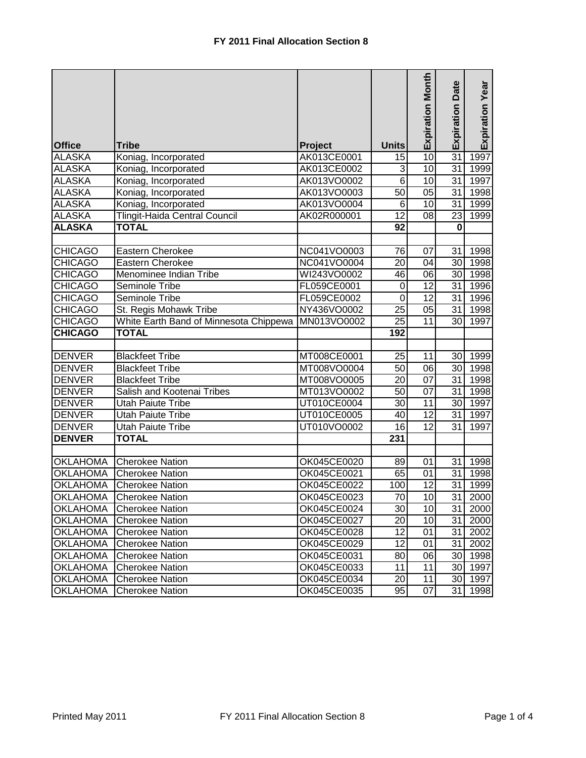# FY 2011 Final Allocation Section 8

| Office | Tribe | Project | Units | Expiration Month | Expiration Date | Expiration Year |
|---|---|---|---|---|---|---|
| ALASKA | Koniag, Incorporated | AK013CE0001 | 15 | 10 | 31 | 1997 |
| ALASKA | Koniag, Incorporated | AK013CE0002 | 3 | 10 | 31 | 1999 |
| ALASKA | Koniag, Incorporated | AK013VO0002 | 6 | 10 | 31 | 1997 |
| ALASKA | Koniag, Incorporated | AK013VO0003 | 50 | 05 | 31 | 1998 |
| ALASKA | Koniag, Incorporated | AK013VO0004 | 6 | 10 | 31 | 1999 |
| ALASKA | Tlingit-Haida Central Council | AK02R000001 | 12 | 08 | 23 | 1999 |
| **ALASKA** | **TOTAL** | | **92** | | **0** | |
| | | | | | | |
| CHICAGO | Eastern Cherokee | NC041VO0003 | 76 | 07 | 31 | 1998 |
| CHICAGO | Eastern Cherokee | NC041VO0004 | 20 | 04 | 30 | 1998 |
| CHICAGO | Menominee Indian Tribe | WI243VO0002 | 46 | 06 | 30 | 1998 |
| CHICAGO | Seminole Tribe | FL059CE0001 | 0 | 12 | 31 | 1996 |
| CHICAGO | Seminole Tribe | FL059CE0002 | 0 | 12 | 31 | 1996 |
| CHICAGO | St. Regis Mohawk Tribe | NY436VO0002 | 25 | 05 | 31 | 1998 |
| CHICAGO | White Earth Band of Minnesota Chippewa | MN013VO0002 | 25 | 11 | 30 | 1997 |
| **CHICAGO** | **TOTAL** | | **192** | | | |
| | | | | | | |
| DENVER | Blackfeet Tribe | MT008CE0001 | 25 | 11 | 30 | 1999 |
| DENVER | Blackfeet Tribe | MT008VO0004 | 50 | 06 | 30 | 1998 |
| DENVER | Blackfeet Tribe | MT008VO0005 | 20 | 07 | 31 | 1998 |
| DENVER | Salish and Kootenai Tribes | MT013VO0002 | 50 | 07 | 31 | 1998 |
| DENVER | Utah Paiute Tribe | UT010CE0004 | 30 | 11 | 30 | 1997 |
| DENVER | Utah Paiute Tribe | UT010CE0005 | 40 | 12 | 31 | 1997 |
| DENVER | Utah Paiute Tribe | UT010VO0002 | 16 | 12 | 31 | 1997 |
| **DENVER** | **TOTAL** | | **231** | | | |
| | | | | | | |
| OKLAHOMA | Cherokee Nation | OK045CE0020 | 89 | 01 | 31 | 1998 |
| OKLAHOMA | Cherokee Nation | OK045CE0021 | 65 | 01 | 31 | 1998 |
| OKLAHOMA | Cherokee Nation | OK045CE0022 | 100 | 12 | 31 | 1999 |
| OKLAHOMA | Cherokee Nation | OK045CE0023 | 70 | 10 | 31 | 2000 |
| OKLAHOMA | Cherokee Nation | OK045CE0024 | 30 | 10 | 31 | 2000 |
| OKLAHOMA | Cherokee Nation | OK045CE0027 | 20 | 10 | 31 | 2000 |
| OKLAHOMA | Cherokee Nation | OK045CE0028 | 12 | 01 | 31 | 2002 |
| OKLAHOMA | Cherokee Nation | OK045CE0029 | 12 | 01 | 31 | 2002 |
| OKLAHOMA | Cherokee Nation | OK045CE0031 | 80 | 06 | 30 | 1998 |
| OKLAHOMA | Cherokee Nation | OK045CE0033 | 11 | 11 | 30 | 1997 |
| OKLAHOMA | Cherokee Nation | OK045CE0034 | 20 | 11 | 30 | 1997 |
| OKLAHOMA | Cherokee Nation | OK045CE0035 | 95 | 07 | 31 | 1998 |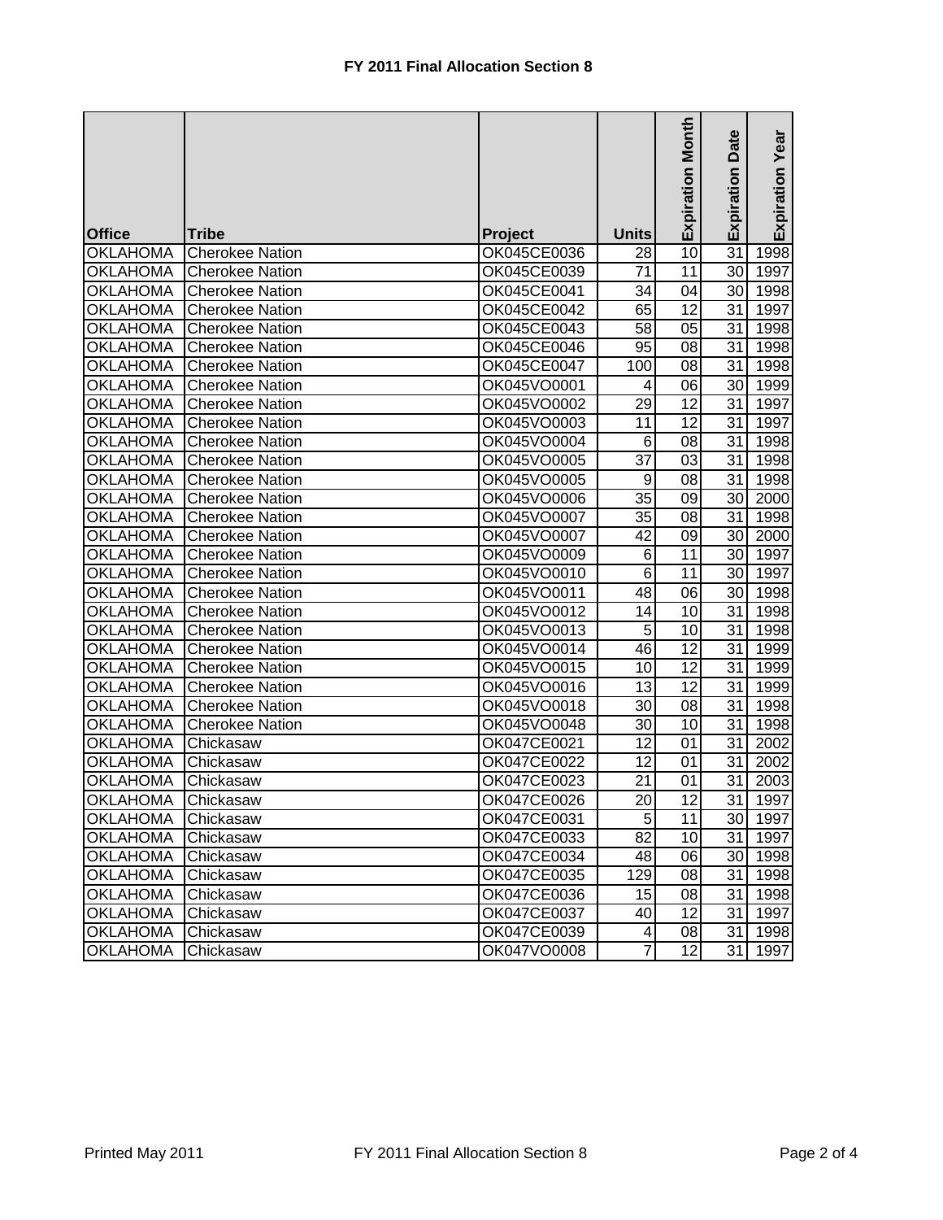### FY 2011 Final Allocation Section 8

| Office | Tribe | Project | Units | Expiration Month | Expiration Date | Expiration Year |
|---|---|---|---|---|---|---|
| OKLAHOMA | Cherokee Nation | OK045CE0036 | 28 | 10 | 31 | 1998 |
| OKLAHOMA | Cherokee Nation | OK045CE0039 | 71 | 11 | 30 | 1997 |
| OKLAHOMA | Cherokee Nation | OK045CE0041 | 34 | 04 | 30 | 1998 |
| OKLAHOMA | Cherokee Nation | OK045CE0042 | 65 | 12 | 31 | 1997 |
| OKLAHOMA | Cherokee Nation | OK045CE0043 | 58 | 05 | 31 | 1998 |
| OKLAHOMA | Cherokee Nation | OK045CE0046 | 95 | 08 | 31 | 1998 |
| OKLAHOMA | Cherokee Nation | OK045CE0047 | 100 | 08 | 31 | 1998 |
| OKLAHOMA | Cherokee Nation | OK045VO0001 | 4 | 06 | 30 | 1999 |
| OKLAHOMA | Cherokee Nation | OK045VO0002 | 29 | 12 | 31 | 1997 |
| OKLAHOMA | Cherokee Nation | OK045VO0003 | 11 | 12 | 31 | 1997 |
| OKLAHOMA | Cherokee Nation | OK045VO0004 | 6 | 08 | 31 | 1998 |
| OKLAHOMA | Cherokee Nation | OK045VO0005 | 37 | 03 | 31 | 1998 |
| OKLAHOMA | Cherokee Nation | OK045VO0005 | 9 | 08 | 31 | 1998 |
| OKLAHOMA | Cherokee Nation | OK045VO0006 | 35 | 09 | 30 | 2000 |
| OKLAHOMA | Cherokee Nation | OK045VO0007 | 35 | 08 | 31 | 1998 |
| OKLAHOMA | Cherokee Nation | OK045VO0007 | 42 | 09 | 30 | 2000 |
| OKLAHOMA | Cherokee Nation | OK045VO0009 | 6 | 11 | 30 | 1997 |
| OKLAHOMA | Cherokee Nation | OK045VO0010 | 6 | 11 | 30 | 1997 |
| OKLAHOMA | Cherokee Nation | OK045VO0011 | 48 | 06 | 30 | 1998 |
| OKLAHOMA | Cherokee Nation | OK045VO0012 | 14 | 10 | 31 | 1998 |
| OKLAHOMA | Cherokee Nation | OK045VO0013 | 5 | 10 | 31 | 1998 |
| OKLAHOMA | Cherokee Nation | OK045VO0014 | 46 | 12 | 31 | 1999 |
| OKLAHOMA | Cherokee Nation | OK045VO0015 | 10 | 12 | 31 | 1999 |
| OKLAHOMA | Cherokee Nation | OK045VO0016 | 13 | 12 | 31 | 1999 |
| OKLAHOMA | Cherokee Nation | OK045VO0018 | 30 | 08 | 31 | 1998 |
| OKLAHOMA | Cherokee Nation | OK045VO0048 | 30 | 10 | 31 | 1998 |
| OKLAHOMA | Chickasaw | OK047CE0021 | 12 | 01 | 31 | 2002 |
| OKLAHOMA | Chickasaw | OK047CE0022 | 12 | 01 | 31 | 2002 |
| OKLAHOMA | Chickasaw | OK047CE0023 | 21 | 01 | 31 | 2003 |
| OKLAHOMA | Chickasaw | OK047CE0026 | 20 | 12 | 31 | 1997 |
| OKLAHOMA | Chickasaw | OK047CE0031 | 5 | 11 | 30 | 1997 |
| OKLAHOMA | Chickasaw | OK047CE0033 | 82 | 10 | 31 | 1997 |
| OKLAHOMA | Chickasaw | OK047CE0034 | 48 | 06 | 30 | 1998 |
| OKLAHOMA | Chickasaw | OK047CE0035 | 129 | 08 | 31 | 1998 |
| OKLAHOMA | Chickasaw | OK047CE0036 | 15 | 08 | 31 | 1998 |
| OKLAHOMA | Chickasaw | OK047CE0037 | 40 | 12 | 31 | 1997 |
| OKLAHOMA | Chickasaw | OK047CE0039 | 4 | 08 | 31 | 1998 |
| OKLAHOMA | Chickasaw | OK047VO0008 | 7 | 12 | 31 | 1997 |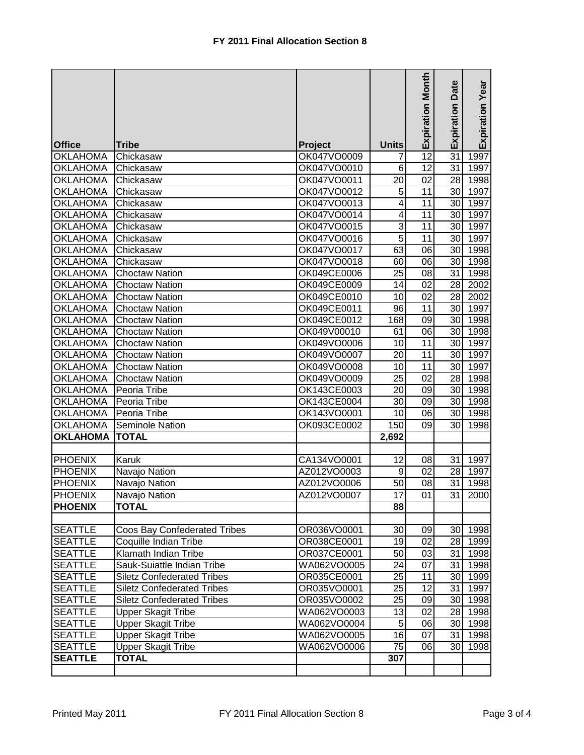# FY 2011 Final Allocation Section 8

| Office | Tribe | Project | Units | Expiration Month | Expiration Date | Expiration Year |
|---|---|---|---|---|---|---|
| OKLAHOMA | Chickasaw | OK047VO0009 | 7 | 12 | 31 | 1997 |
| OKLAHOMA | Chickasaw | OK047VO0010 | 6 | 12 | 31 | 1997 |
| OKLAHOMA | Chickasaw | OK047VO0011 | 20 | 02 | 28 | 1998 |
| OKLAHOMA | Chickasaw | OK047VO0012 | 5 | 11 | 30 | 1997 |
| OKLAHOMA | Chickasaw | OK047VO0013 | 4 | 11 | 30 | 1997 |
| OKLAHOMA | Chickasaw | OK047VO0014 | 4 | 11 | 30 | 1997 |
| OKLAHOMA | Chickasaw | OK047VO0015 | 3 | 11 | 30 | 1997 |
| OKLAHOMA | Chickasaw | OK047VO0016 | 5 | 11 | 30 | 1997 |
| OKLAHOMA | Chickasaw | OK047VO0017 | 63 | 06 | 30 | 1998 |
| OKLAHOMA | Chickasaw | OK047VO0018 | 60 | 06 | 30 | 1998 |
| OKLAHOMA | Choctaw Nation | OK049CE0006 | 25 | 08 | 31 | 1998 |
| OKLAHOMA | Choctaw Nation | OK049CE0009 | 14 | 02 | 28 | 2002 |
| OKLAHOMA | Choctaw Nation | OK049CE0010 | 10 | 02 | 28 | 2002 |
| OKLAHOMA | Choctaw Nation | OK049CE0011 | 96 | 11 | 30 | 1997 |
| OKLAHOMA | Choctaw Nation | OK049CE0012 | 168 | 09 | 30 | 1998 |
| OKLAHOMA | Choctaw Nation | OK049V00010 | 61 | 06 | 30 | 1998 |
| OKLAHOMA | Choctaw Nation | OK049VO0006 | 10 | 11 | 30 | 1997 |
| OKLAHOMA | Choctaw Nation | OK049VO0007 | 20 | 11 | 30 | 1997 |
| OKLAHOMA | Choctaw Nation | OK049VO0008 | 10 | 11 | 30 | 1997 |
| OKLAHOMA | Choctaw Nation | OK049VO0009 | 25 | 02 | 28 | 1998 |
| OKLAHOMA | Peoria Tribe | OK143CE0003 | 20 | 09 | 30 | 1998 |
| OKLAHOMA | Peoria Tribe | OK143CE0004 | 30 | 09 | 30 | 1998 |
| OKLAHOMA | Peoria Tribe | OK143VO0001 | 10 | 06 | 30 | 1998 |
| OKLAHOMA | Seminole Nation | OK093CE0002 | 150 | 09 | 30 | 1998 |
| **OKLAHOMA** | **TOTAL** | | **2,692** | | | |
| | | | | | | |
| PHOENIX | Karuk | CA134VO0001 | 12 | 08 | 31 | 1997 |
| PHOENIX | Navajo Nation | AZ012VO0003 | 9 | 02 | 28 | 1997 |
| PHOENIX | Navajo Nation | AZ012VO0006 | 50 | 08 | 31 | 1998 |
| PHOENIX | Navajo Nation | AZ012VO0007 | 17 | 01 | 31 | 2000 |
| **PHOENIX** | **TOTAL** | | **88** | | | |
| | | | | | | |
| SEATTLE | Coos Bay Confederated Tribes | OR036VO0001 | 30 | 09 | 30 | 1998 |
| SEATTLE | Coquille Indian Tribe | OR038CE0001 | 19 | 02 | 28 | 1999 |
| SEATTLE | Klamath Indian Tribe | OR037CE0001 | 50 | 03 | 31 | 1998 |
| SEATTLE | Sauk-Suiattle Indian Tribe | WA062VO0005 | 24 | 07 | 31 | 1998 |
| SEATTLE | Siletz Confederated Tribes | OR035CE0001 | 25 | 11 | 30 | 1999 |
| SEATTLE | Siletz Confederated Tribes | OR035VO0001 | 25 | 12 | 31 | 1997 |
| SEATTLE | Siletz Confederated Tribes | OR035VO0002 | 25 | 09 | 30 | 1998 |
| SEATTLE | Upper Skagit Tribe | WA062VO0003 | 13 | 02 | 28 | 1998 |
| SEATTLE | Upper Skagit Tribe | WA062VO0004 | 5 | 06 | 30 | 1998 |
| SEATTLE | Upper Skagit Tribe | WA062VO0005 | 16 | 07 | 31 | 1998 |
| SEATTLE | Upper Skagit Tribe | WA062VO0006 | 75 | 06 | 30 | 1998 |
| **SEATTLE** | **TOTAL** | | **307** | | | |
| | | | | | | |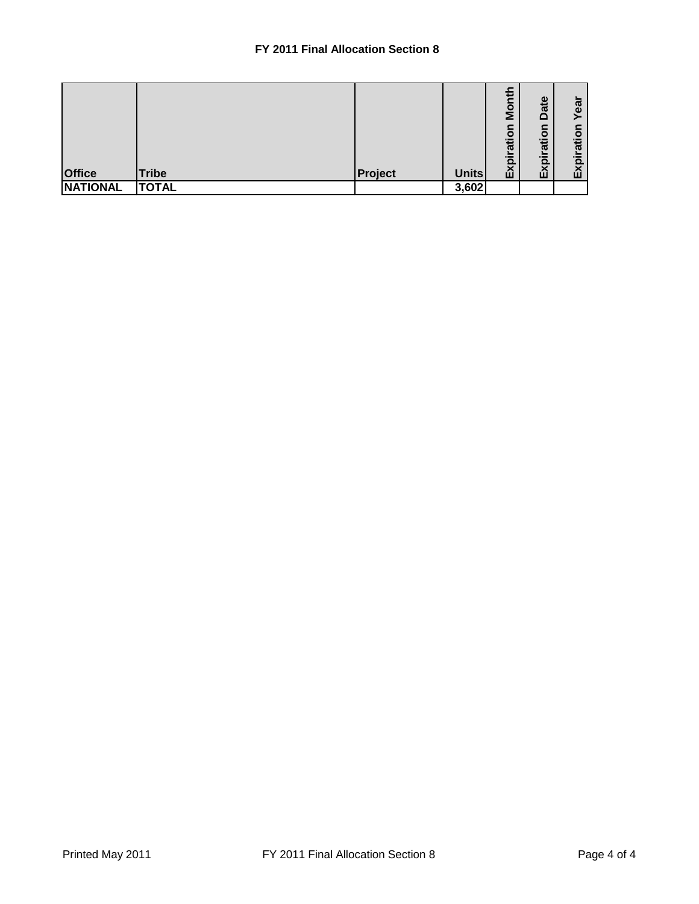**FY 2011 Final Allocation Section 8**

| Office | Tribe | Project | Units | Expiration Month | Expiration Date | Expiration Year |
|---|---|---|---|---|---|---|
| **NATIONAL** | **TOTAL** | | **3,602** | | | |